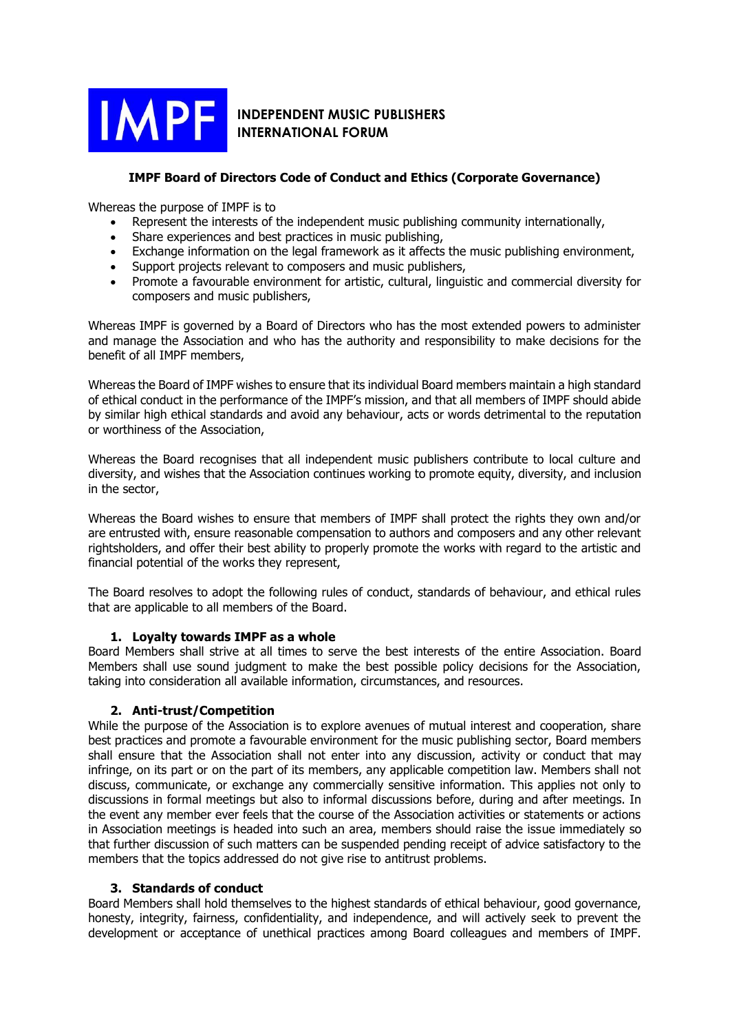**IMPF**

**INDEPENDENT MUSIC PUBLISHERS INTERNATIONAL FORUM**

## IMPF Board of Directors Code of Conduct and Ethics (Corporate Governance)

Whereas the purpose of IMPF is to

- Represent the interests of the independent music publishing community internationally,
- Share experiences and best practices in music publishing,
- Exchange information on the legal framework as it affects the music publishing environment,
- Support projects relevant to composers and music publishers,
- Promote a favourable environment for artistic, cultural, linguistic and commercial diversity for composers and music publishers,

Whereas IMPF is governed by a Board of Directors who has the most extended powers to administer and manage the Association and who has the authority and responsibility to make decisions for the benefit of all IMPF members,

Whereas the Board of IMPF wishes to ensure that its individual Board members maintain a high standard of ethical conduct in the performance of the IMPF's mission, and that all members of IMPF should abide by similar high ethical standards and avoid any behaviour, acts or words detrimental to the reputation or worthiness of the Association,

Whereas the Board recognises that all independent music publishers contribute to local culture and diversity, and wishes that the Association continues working to promote equity, diversity, and inclusion in the sector,

Whereas the Board wishes to ensure that members of IMPF shall protect the rights they own and/or are entrusted with, ensure reasonable compensation to authors and composers and any other relevant rightsholders, and offer their best ability to properly promote the works with regard to the artistic and financial potential of the works they represent,

The Board resolves to adopt the following rules of conduct, standards of behaviour, and ethical rules that are applicable to all members of the Board.

### 1. Loyalty towards IMPF as a whole

Board Members shall strive at all times to serve the best interests of the entire Association. Board Members shall use sound judgment to make the best possible policy decisions for the Association, taking into consideration all available information, circumstances, and resources.

### 2. Anti-trust/Competition

While the purpose of the Association is to explore avenues of mutual interest and cooperation, share best practices and promote a favourable environment for the music publishing sector, Board members shall ensure that the Association shall not enter into any discussion, activity or conduct that may infringe, on its part or on the part of its members, any applicable competition law. Members shall not discuss, communicate, or exchange any commercially sensitive information. This applies not only to discussions in formal meetings but also to informal discussions before, during and after meetings. In the event any member ever feels that the course of the Association activities or statements or actions in Association meetings is headed into such an area, members should raise the issue immediately so that further discussion of such matters can be suspended pending receipt of advice satisfactory to the members that the topics addressed do not give rise to antitrust problems.

### 3. Standards of conduct

Board Members shall hold themselves to the highest standards of ethical behaviour, good governance, honesty, integrity, fairness, confidentiality, and independence, and will actively seek to prevent the development or acceptance of unethical practices among Board colleagues and members of IMPF.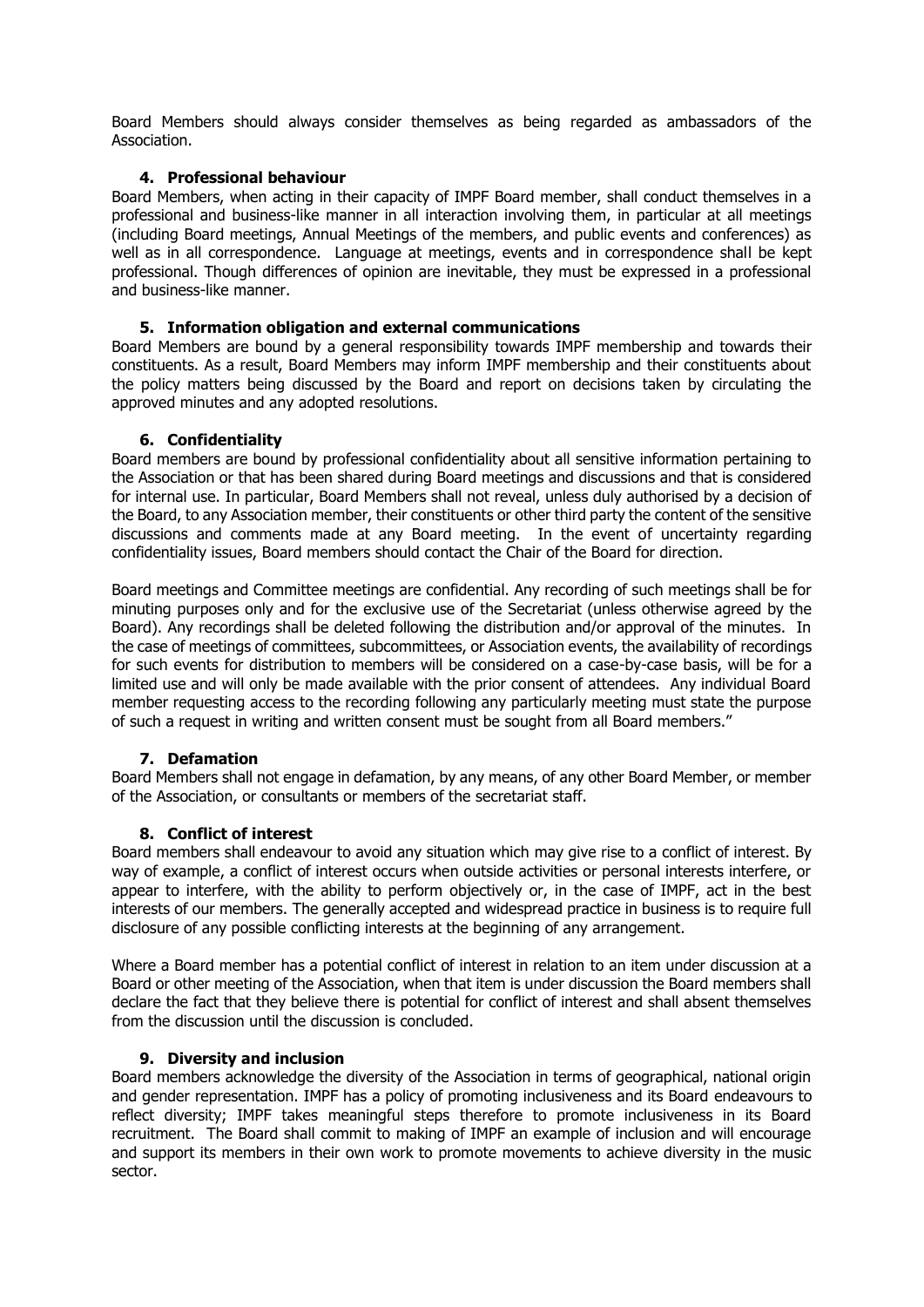Board Members should always consider themselves as being regarded as ambassadors of the Association.

### 4. Professional behaviour

Board Members, when acting in their capacity of IMPF Board member, shall conduct themselves in a professional and business-like manner in all interaction involving them, in particular at all meetings (including Board meetings, Annual Meetings of the members, and public events and conferences) as well as in all correspondence. Language at meetings, events and in correspondence shall be kept professional. Though differences of opinion are inevitable, they must be expressed in a professional and business-like manner.

### 5. Information obligation and external communications

Board Members are bound by a general responsibility towards IMPF membership and towards their constituents. As a result, Board Members may inform IMPF membership and their constituents about the policy matters being discussed by the Board and report on decisions taken by circulating the approved minutes and any adopted resolutions.

### 6. Confidentiality

Board members are bound by professional confidentiality about all sensitive information pertaining to the Association or that has been shared during Board meetings and discussions and that is considered for internal use. In particular, Board Members shall not reveal, unless duly authorised by a decision of the Board, to any Association member, their constituents or other third party the content of the sensitive discussions and comments made at any Board meeting. In the event of uncertainty regarding confidentiality issues, Board members should contact the Chair of the Board for direction.

Board meetings and Committee meetings are confidential. Any recording of such meetings shall be for minuting purposes only and for the exclusive use of the Secretariat (unless otherwise agreed by the Board). Any recordings shall be deleted following the distribution and/or approval of the minutes. In the case of meetings of committees, subcommittees, or Association events, the availability of recordings for such events for distribution to members will be considered on a case-by-case basis, will be for a limited use and will only be made available with the prior consent of attendees. Any individual Board member requesting access to the recording following any particularly meeting must state the purpose of such a request in writing and written consent must be sought from all Board members."

### 7. Defamation

Board Members shall not engage in defamation, by any means, of any other Board Member, or member of the Association, or consultants or members of the secretariat staff.

### 8. Conflict of interest

Board members shall endeavour to avoid any situation which may give rise to a conflict of interest. By way of example, a conflict of interest occurs when outside activities or personal interests interfere, or appear to interfere, with the ability to perform objectively or, in the case of IMPF, act in the best interests of our members. The generally accepted and widespread practice in business is to require full disclosure of any possible conflicting interests at the beginning of any arrangement.

Where a Board member has a potential conflict of interest in relation to an item under discussion at a Board or other meeting of the Association, when that item is under discussion the Board members shall declare the fact that they believe there is potential for conflict of interest and shall absent themselves from the discussion until the discussion is concluded.

### 9. Diversity and inclusion

Board members acknowledge the diversity of the Association in terms of geographical, national origin and gender representation. IMPF has a policy of promoting inclusiveness and its Board endeavours to reflect diversity; IMPF takes meaningful steps therefore to promote inclusiveness in its Board recruitment. The Board shall commit to making of IMPF an example of inclusion and will encourage and support its members in their own work to promote movements to achieve diversity in the music sector.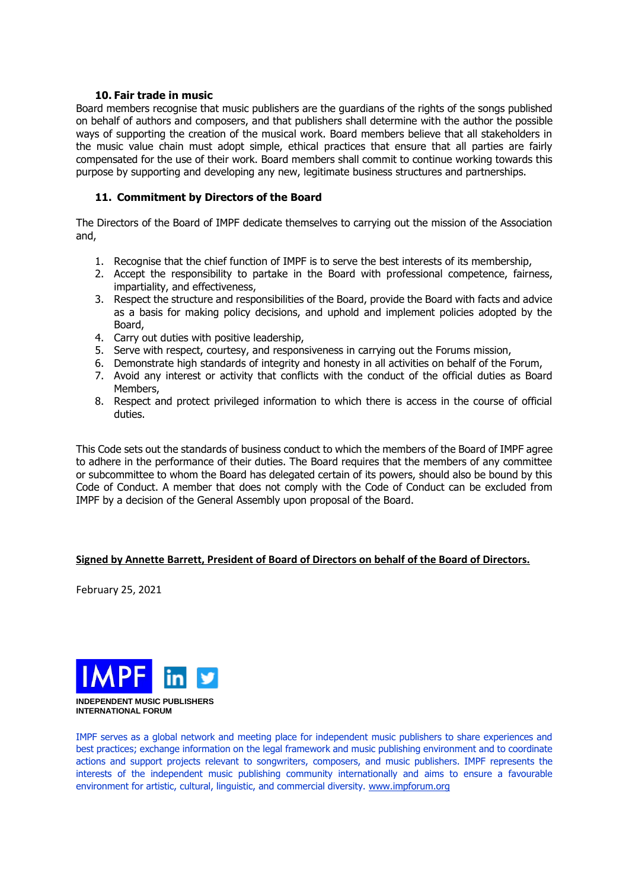### 10. Fair trade in music

Board members recognise that music publishers are the guardians of the rights of the songs published on behalf of authors and composers, and that publishers shall determine with the author the possible ways of supporting the creation of the musical work. Board members believe that all stakeholders in the music value chain must adopt simple, ethical practices that ensure that all parties are fairly compensated for the use of their work. Board members shall commit to continue working towards this purpose by supporting and developing any new, legitimate business structures and partnerships.

### 11. Commitment by Directors of the Board

The Directors of the Board of IMPF dedicate themselves to carrying out the mission of the Association and,

1. Recognise that the chief function of IMPF is to serve the best interests of its membership,
2. Accept the responsibility to partake in the Board with professional competence, fairness, impartiality, and effectiveness,
3. Respect the structure and responsibilities of the Board, provide the Board with facts and advice as a basis for making policy decisions, and uphold and implement policies adopted by the Board,
4. Carry out duties with positive leadership,
5. Serve with respect, courtesy, and responsiveness in carrying out the Forums mission,
6. Demonstrate high standards of integrity and honesty in all activities on behalf of the Forum,
7. Avoid any interest or activity that conflicts with the conduct of the official duties as Board Members,
8. Respect and protect privileged information to which there is access in the course of official duties.

This Code sets out the standards of business conduct to which the members of the Board of IMPF agree to adhere in the performance of their duties. The Board requires that the members of any committee or subcommittee to whom the Board has delegated certain of its powers, should also be bound by this Code of Conduct. A member that does not comply with the Code of Conduct can be excluded from IMPF by a decision of the General Assembly upon proposal of the Board.

**Signed by Annette Barrett, President of Board of Directors on behalf of the Board of Directors.**

February 25, 2021

IMPF

**INDEPENDENT MUSIC PUBLISHERS INTERNATIONAL FORUM**

IMPF serves as a global network and meeting place for independent music publishers to share experiences and best practices; exchange information on the legal framework and music publishing environment and to coordinate actions and support projects relevant to songwriters, composers, and music publishers. IMPF represents the interests of the independent music publishing community internationally and aims to ensure a favourable environment for artistic, cultural, linguistic, and commercial diversity. www.impforum.org